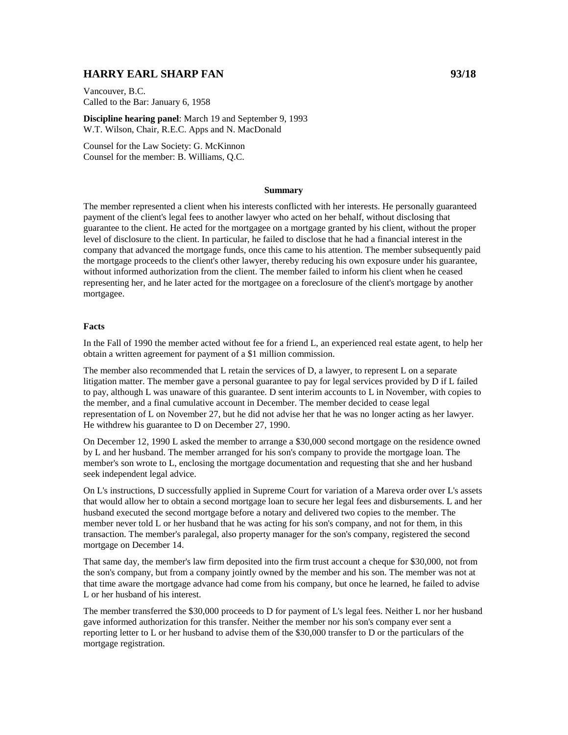## HARRY EARL SHARP FAN 93/18

Vancouver, B.C.
Called to the Bar: January 6, 1958

**Discipline hearing panel**: March 19 and September 9, 1993
W.T. Wilson, Chair, R.E.C. Apps and N. MacDonald

Counsel for the Law Society: G. McKinnon
Counsel for the member: B. Williams, Q.C.

### Summary

The member represented a client when his interests conflicted with her interests. He personally guaranteed payment of the client's legal fees to another lawyer who acted on her behalf, without disclosing that guarantee to the client. He acted for the mortgagee on a mortgage granted by his client, without the proper level of disclosure to the client. In particular, he failed to disclose that he had a financial interest in the company that advanced the mortgage funds, once this came to his attention. The member subsequently paid the mortgage proceeds to the client's other lawyer, thereby reducing his own exposure under his guarantee, without informed authorization from the client. The member failed to inform his client when he ceased representing her, and he later acted for the mortgagee on a foreclosure of the client's mortgage by another mortgagee.

### Facts

In the Fall of 1990 the member acted without fee for a friend L, an experienced real estate agent, to help her obtain a written agreement for payment of a $1 million commission.

The member also recommended that L retain the services of D, a lawyer, to represent L on a separate litigation matter. The member gave a personal guarantee to pay for legal services provided by D if L failed to pay, although L was unaware of this guarantee. D sent interim accounts to L in November, with copies to the member, and a final cumulative account in December. The member decided to cease legal representation of L on November 27, but he did not advise her that he was no longer acting as her lawyer. He withdrew his guarantee to D on December 27, 1990.

On December 12, 1990 L asked the member to arrange a $30,000 second mortgage on the residence owned by L and her husband. The member arranged for his son's company to provide the mortgage loan. The member's son wrote to L, enclosing the mortgage documentation and requesting that she and her husband seek independent legal advice.

On L's instructions, D successfully applied in Supreme Court for variation of a Mareva order over L's assets that would allow her to obtain a second mortgage loan to secure her legal fees and disbursements. L and her husband executed the second mortgage before a notary and delivered two copies to the member. The member never told L or her husband that he was acting for his son's company, and not for them, in this transaction. The member's paralegal, also property manager for the son's company, registered the second mortgage on December 14.

That same day, the member's law firm deposited into the firm trust account a cheque for $30,000, not from the son's company, but from a company jointly owned by the member and his son. The member was not at that time aware the mortgage advance had come from his company, but once he learned, he failed to advise L or her husband of his interest.

The member transferred the $30,000 proceeds to D for payment of L's legal fees. Neither L nor her husband gave informed authorization for this transfer. Neither the member nor his son's company ever sent a reporting letter to L or her husband to advise them of the $30,000 transfer to D or the particulars of the mortgage registration.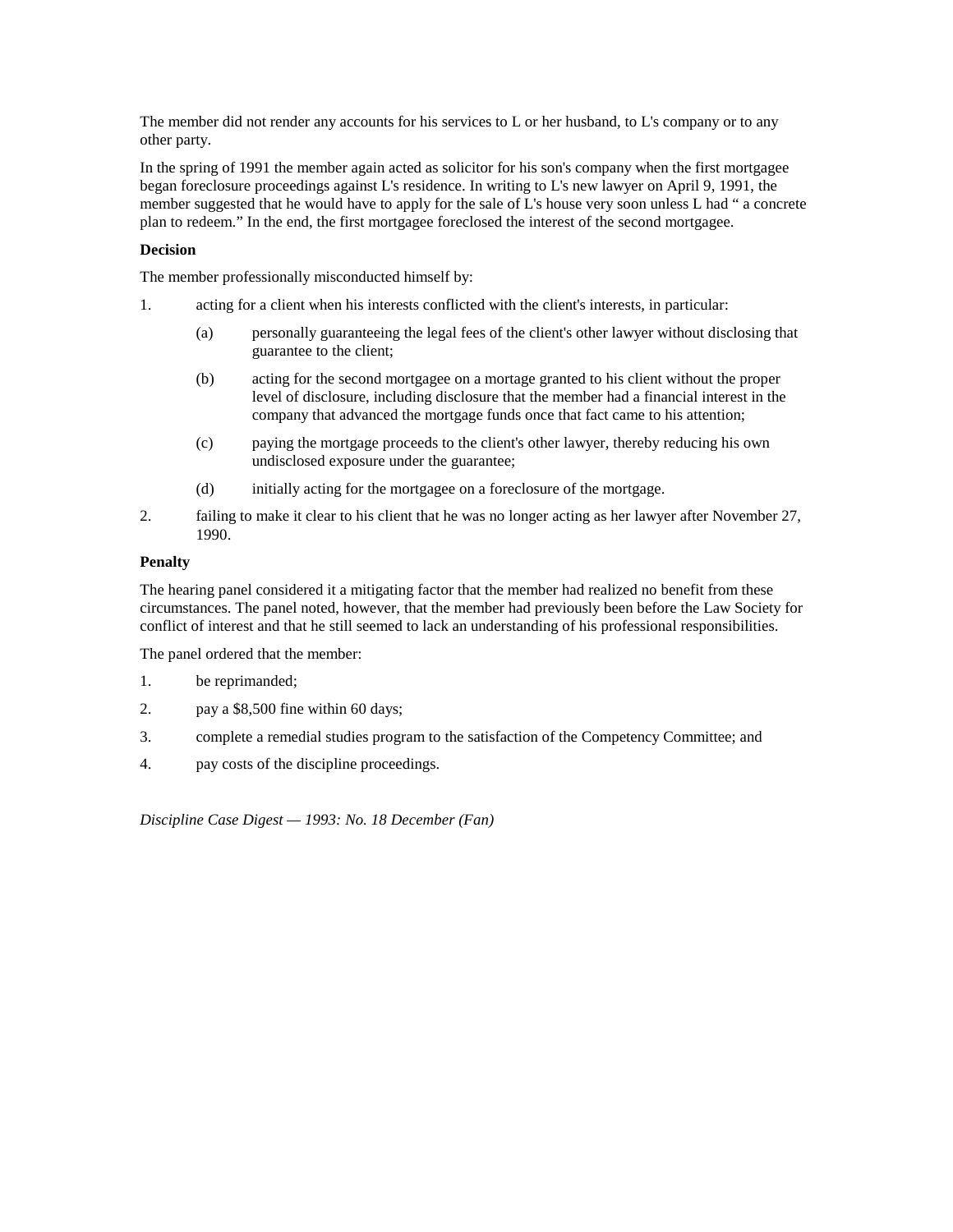The member did not render any accounts for his services to L or her husband, to L's company or to any other party.

In the spring of 1991 the member again acted as solicitor for his son's company when the first mortgagee began foreclosure proceedings against L's residence. In writing to L's new lawyer on April 9, 1991, the member suggested that he would have to apply for the sale of L's house very soon unless L had " a concrete plan to redeem." In the end, the first mortgagee foreclosed the interest of the second mortgagee.

**Decision**

The member professionally misconducted himself by:

1. acting for a client when his interests conflicted with the client's interests, in particular:
   - (a) personally guaranteeing the legal fees of the client's other lawyer without disclosing that guarantee to the client;
   - (b) acting for the second mortgagee on a mortage granted to his client without the proper level of disclosure, including disclosure that the member had a financial interest in the company that advanced the mortgage funds once that fact came to his attention;
   - (c) paying the mortgage proceeds to the client's other lawyer, thereby reducing his own undisclosed exposure under the guarantee;
   - (d) initially acting for the mortgagee on a foreclosure of the mortgage.
2. failing to make it clear to his client that he was no longer acting as her lawyer after November 27, 1990.

**Penalty**

The hearing panel considered it a mitigating factor that the member had realized no benefit from these circumstances. The panel noted, however, that the member had previously been before the Law Society for conflict of interest and that he still seemed to lack an understanding of his professional responsibilities.

The panel ordered that the member:

1. be reprimanded;
2. pay a $8,500 fine within 60 days;
3. complete a remedial studies program to the satisfaction of the Competency Committee; and
4. pay costs of the discipline proceedings.

*Discipline Case Digest — 1993: No. 18 December (Fan)*